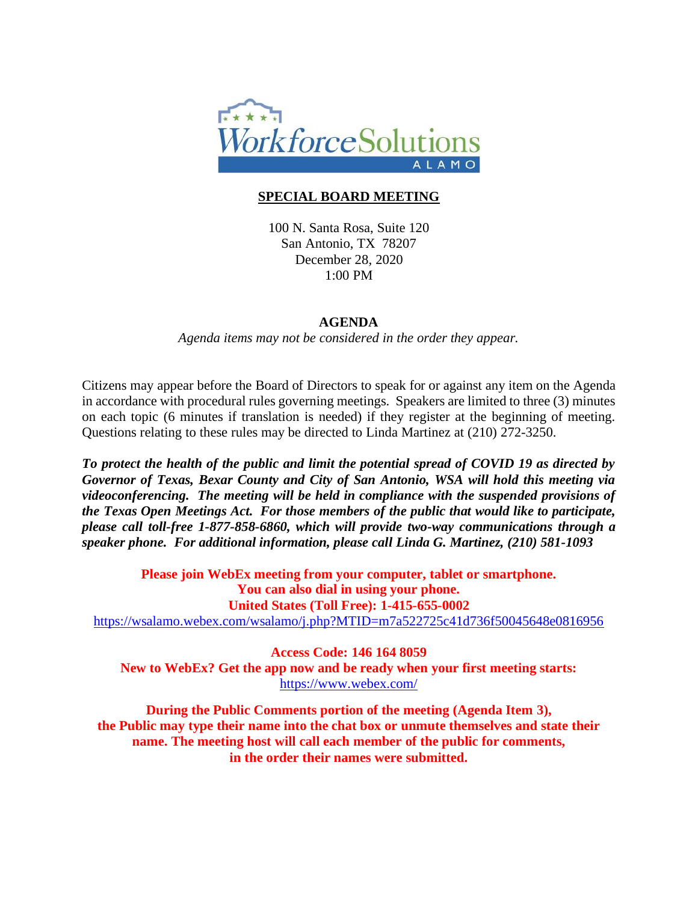Workforce Solutions ALAMO

## SPECIAL BOARD MEETING

100 N. Santa Rosa, Suite 120
San Antonio, TX 78207
December 28, 2020
1:00 PM

## AGENDA

*Agenda items may not be considered in the order they appear.*

Citizens may appear before the Board of Directors to speak for or against any item on the Agenda in accordance with procedural rules governing meetings. Speakers are limited to three (3) minutes on each topic (6 minutes if translation is needed) if they register at the beginning of meeting. Questions relating to these rules may be directed to Linda Martinez at (210) 272-3250.

***To protect the health of the public and limit the potential spread of COVID 19 as directed by Governor of Texas, Bexar County and City of San Antonio, WSA will hold this meeting via videoconferencing. The meeting will be held in compliance with the suspended provisions of the Texas Open Meetings Act. For those members of the public that would like to participate, please call toll-free 1-877-858-6860, which will provide two-way communications through a speaker phone. For additional information, please call Linda G. Martinez, (210) 581-1093***

**Please join WebEx meeting from your computer, tablet or smartphone.**
**You can also dial in using your phone.**
**United States (Toll Free): 1-415-655-0002**
https://wsalamo.webex.com/wsalamo/j.php?MTID=m7a522725c41d736f50045648e0816956

**Access Code: 146 164 8059**
**New to WebEx? Get the app now and be ready when your first meeting starts:**
https://www.webex.com/

**During the Public Comments portion of the meeting (Agenda Item 3), the Public may type their name into the chat box or unmute themselves and state their name. The meeting host will call each member of the public for comments, in the order their names were submitted.**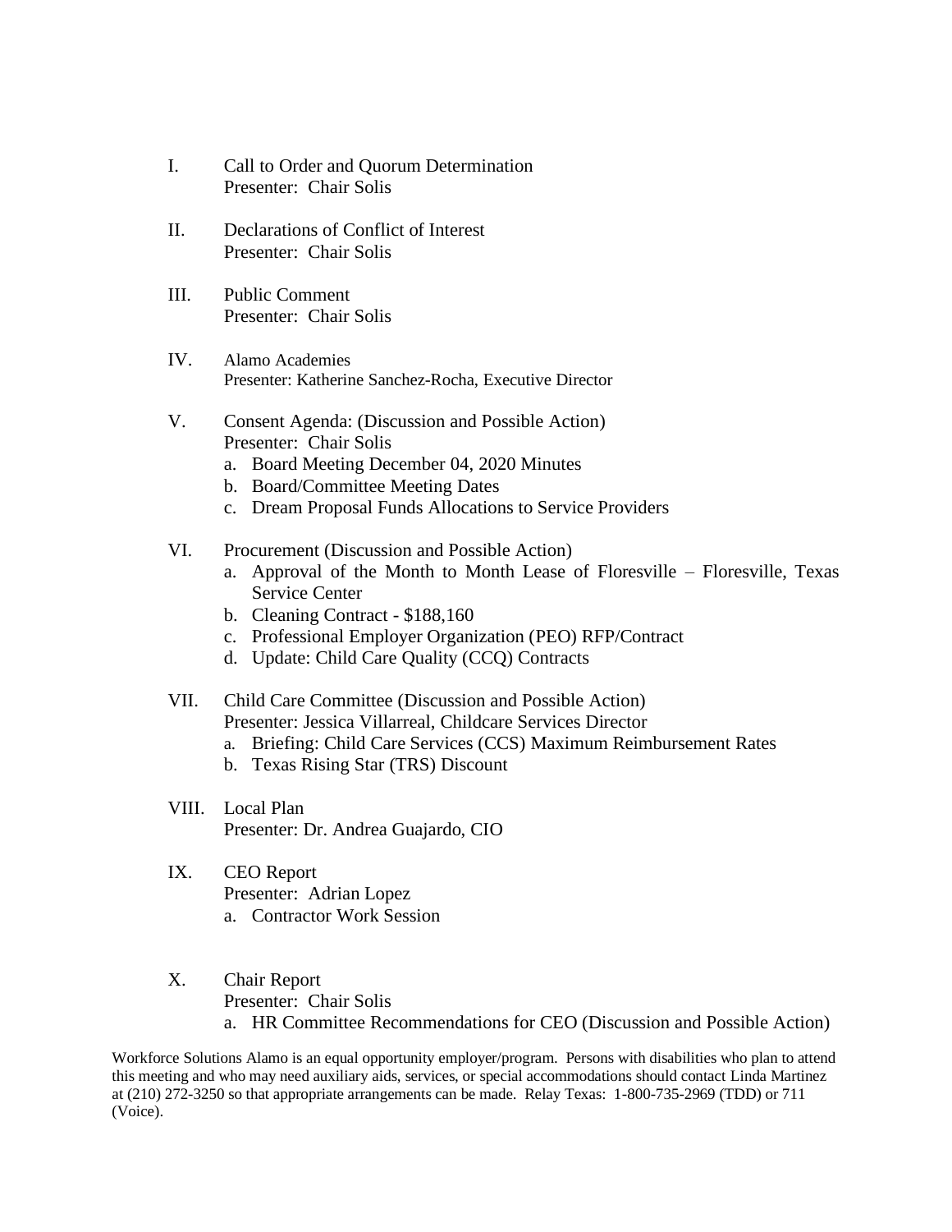I. Call to Order and Quorum Determination
Presenter: Chair Solis

II. Declarations of Conflict of Interest
Presenter: Chair Solis

III. Public Comment
Presenter: Chair Solis

IV. Alamo Academies
Presenter: Katherine Sanchez-Rocha, Executive Director

V. Consent Agenda: (Discussion and Possible Action)
Presenter: Chair Solis
   a. Board Meeting December 04, 2020 Minutes
   b. Board/Committee Meeting Dates
   c. Dream Proposal Funds Allocations to Service Providers

VI. Procurement (Discussion and Possible Action)
   a. Approval of the Month to Month Lease of Floresville – Floresville, Texas Service Center
   b. Cleaning Contract - $188,160
   c. Professional Employer Organization (PEO) RFP/Contract
   d. Update: Child Care Quality (CCQ) Contracts

VII. Child Care Committee (Discussion and Possible Action)
Presenter: Jessica Villarreal, Childcare Services Director
   a. Briefing: Child Care Services (CCS) Maximum Reimbursement Rates
   b. Texas Rising Star (TRS) Discount

VIII. Local Plan
Presenter: Dr. Andrea Guajardo, CIO

IX. CEO Report
Presenter: Adrian Lopez
   a. Contractor Work Session

X. Chair Report
Presenter: Chair Solis
   a. HR Committee Recommendations for CEO (Discussion and Possible Action)

Workforce Solutions Alamo is an equal opportunity employer/program. Persons with disabilities who plan to attend this meeting and who may need auxiliary aids, services, or special accommodations should contact Linda Martinez at (210) 272-3250 so that appropriate arrangements can be made. Relay Texas: 1-800-735-2969 (TDD) or 711 (Voice).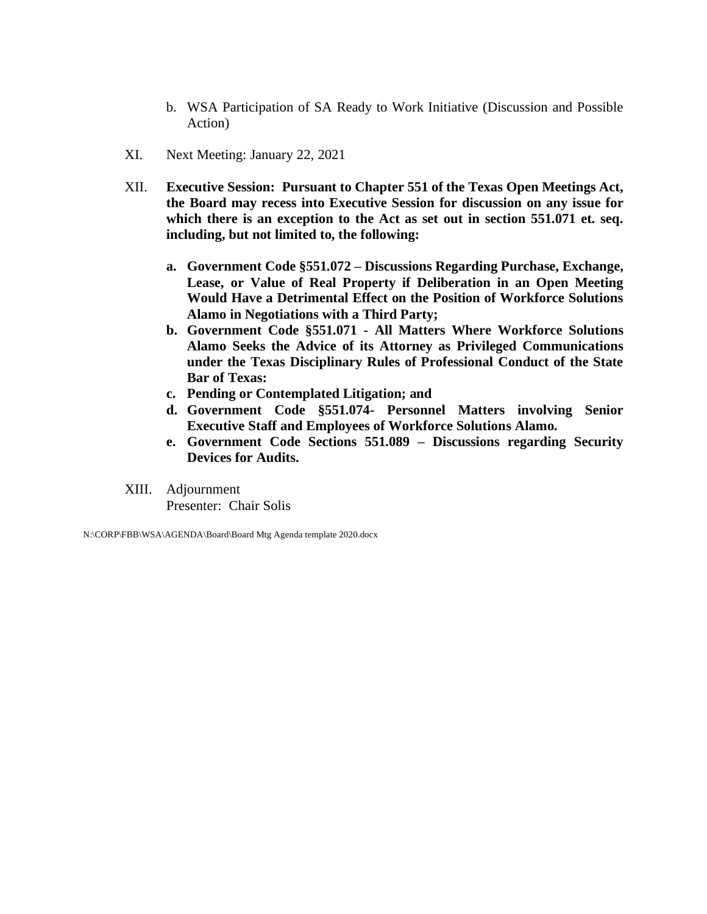b. WSA Participation of SA Ready to Work Initiative (Discussion and Possible Action)

XI. Next Meeting: January 22, 2021

XII. **Executive Session: Pursuant to Chapter 551 of the Texas Open Meetings Act, the Board may recess into Executive Session for discussion on any issue for which there is an exception to the Act as set out in section 551.071 et. seq. including, but not limited to, the following:**

**a. Government Code §551.072 – Discussions Regarding Purchase, Exchange, Lease, or Value of Real Property if Deliberation in an Open Meeting Would Have a Detrimental Effect on the Position of Workforce Solutions Alamo in Negotiations with a Third Party;**

**b. Government Code §551.071 - All Matters Where Workforce Solutions Alamo Seeks the Advice of its Attorney as Privileged Communications under the Texas Disciplinary Rules of Professional Conduct of the State Bar of Texas:**

**c. Pending or Contemplated Litigation; and**

**d. Government Code §551.074- Personnel Matters involving Senior Executive Staff and Employees of Workforce Solutions Alamo.**

**e. Government Code Sections 551.089 – Discussions regarding Security Devices for Audits.**

XIII. Adjournment
Presenter: Chair Solis

N:\CORP\FBB\WSA\AGENDA\Board\Board Mtg Agenda template 2020.docx